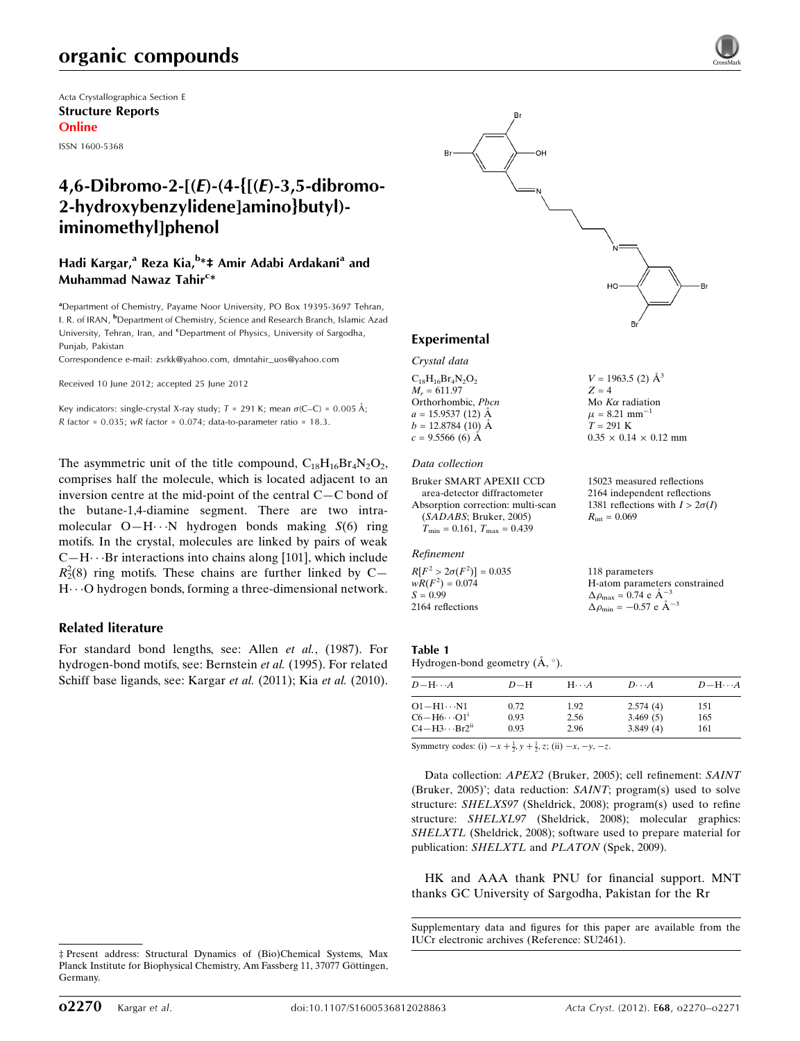Acta Crystallographica Section E
**Structure Reports**
**Online**

ISSN 1600-5368

# 4,6-Dibromo-2-[(*E*)-(4-{[(*E*)-3,5-dibromo-2-hydroxybenzylidene]amino}butyl)-iminomethyl]phenol

**Hadi Kargar,[a] Reza Kia,[b]*‡ Amir Adabi Ardakani[a] and Muhammad Nawaz Tahir[c]***

[a]Department of Chemistry, Payame Noor University, PO Box 19395-3697 Tehran, I. R. of IRAN, [b]Department of Chemistry, Science and Research Branch, Islamic Azad University, Tehran, Iran, and [c]Department of Physics, University of Sargodha, Punjab, Pakistan
Correspondence e-mail: zsrkk@yahoo.com, dmntahir_uos@yahoo.com

Received 10 June 2012; accepted 25 June 2012

Key indicators: single-crystal X-ray study; $T = 291$ K; mean $\sigma$(C–C) = 0.005 Å; $R$ factor = 0.035; $wR$ factor = 0.074; data-to-parameter ratio = 18.3.

The asymmetric unit of the title compound, $C_{18}H_{16}Br_4N_2O_2$, comprises half the molecule, which is located adjacent to an inversion centre at the mid-point of the central C—C bond of the butane-1,4-diamine segment. There are two intramolecular O—H⋯N hydrogen bonds making $S(6)$ ring motifs. In the crystal, molecules are linked by pairs of weak C—H⋯Br interactions into chains along [101], which include $R_2^2(8)$ ring motifs. These chains are further linked by C—H⋯O hydrogen bonds, forming a three-dimensional network.

## Related literature

For standard bond lengths, see: Allen *et al.*, (1987). For hydrogen-bond motifs, see: Bernstein *et al.* (1995). For related Schiff base ligands, see: Kargar *et al.* (2011); Kia *et al.* (2010).

## Experimental

### Crystal data

$C_{18}H_{16}Br_4N_2O_2$
$M_r = 611.97$
Orthorhombic, $Pbcn$
$a = 15.9537$ (12) Å
$b = 12.8784$ (10) Å
$c = 9.5566$ (6) Å
$V = 1963.5$ (2) Å$^3$
$Z = 4$
Mo $K\alpha$ radiation
$\mu = 8.21$ mm$^{-1}$
$T = 291$ K
$0.35 \times 0.14 \times 0.12$ mm

### Data collection

Bruker SMART APEXII CCD area-detector diffractometer
Absorption correction: multi-scan (*SADABS*; Bruker, 2005)
$T_{min} = 0.161$, $T_{max} = 0.439$
15023 measured reflections
2164 independent reflections
1381 reflections with $I > 2\sigma(I)$
$R_{int} = 0.069$

### Refinement

$R[F^2 > 2\sigma(F^2)] = 0.035$
$wR(F^2) = 0.074$
$S = 0.99$
2164 reflections
118 parameters
H-atom parameters constrained
$\Delta\rho_{max} = 0.74$ e Å$^{-3}$
$\Delta\rho_{min} = -0.57$ e Å$^{-3}$

**Table 1**
Hydrogen-bond geometry (Å, °).

| $D$—H⋯$A$ | $D$—H | H⋯$A$ | $D$⋯$A$ | $D$—H⋯$A$ |
|---|---|---|---|---|
| O1—H1⋯N1 | 0.72 | 1.92 | 2.574 (4) | 151 |
| C6—H6⋯O1$^{i}$ | 0.93 | 2.56 | 3.469 (5) | 165 |
| C4—H3⋯Br2$^{ii}$ | 0.93 | 2.96 | 3.849 (4) | 161 |

Symmetry codes: (i) $-x+\frac{1}{2}, y+\frac{1}{2}, z$; (ii) $-x, -y, -z$.

Data collection: *APEX2* (Bruker, 2005); cell refinement: *SAINT* (Bruker, 2005)'; data reduction: *SAINT*; program(s) used to solve structure: *SHELXS97* (Sheldrick, 2008); program(s) used to refine structure: *SHELXL97* (Sheldrick, 2008); molecular graphics: *SHELXTL* (Sheldrick, 2008); software used to prepare material for publication: *SHELXTL* and *PLATON* (Spek, 2009).

HK and AAA thank PNU for financial support. MNT thanks GC University of Sargodha, Pakistan for the Rr

Supplementary data and figures for this paper are available from the IUCr electronic archives (Reference: SU2461).

‡ Present address: Structural Dynamics of (Bio)Chemical Systems, Max Planck Institute for Biophysical Chemistry, Am Fassberg 11, 37077 Göttingen, Germany.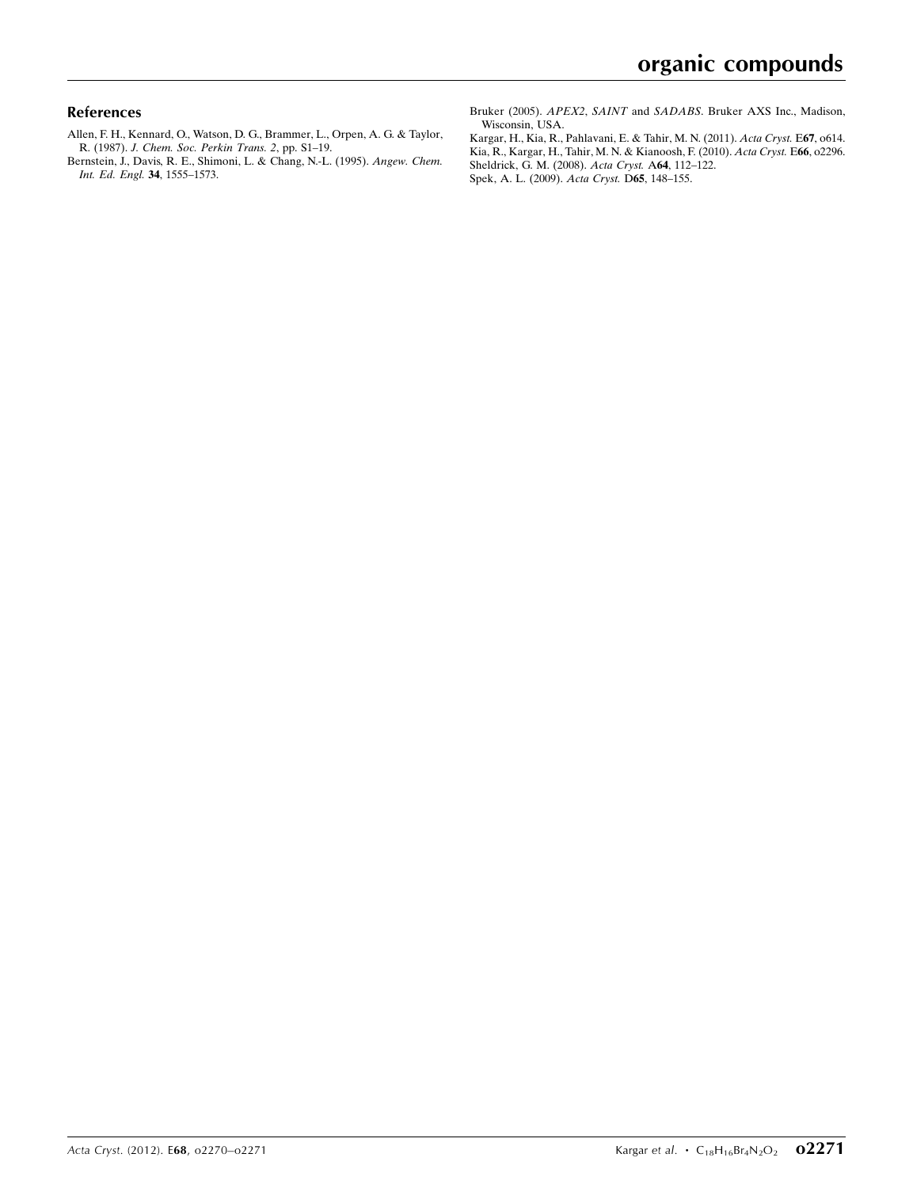## References

Allen, F. H., Kennard, O., Watson, D. G., Brammer, L., Orpen, A. G. & Taylor, R. (1987). *J. Chem. Soc. Perkin Trans. 2*, pp. S1–19.

Bernstein, J., Davis, R. E., Shimoni, L. & Chang, N.-L. (1995). *Angew. Chem. Int. Ed. Engl.* **34**, 1555–1573.

Bruker (2005). *APEX2*, *SAINT* and *SADABS*. Bruker AXS Inc., Madison, Wisconsin, USA.

Kargar, H., Kia, R., Pahlavani, E. & Tahir, M. N. (2011). *Acta Cryst.* E**67**, o614.

Kia, R., Kargar, H., Tahir, M. N. & Kianoosh, F. (2010). *Acta Cryst.* E**66**, o2296.

Sheldrick, G. M. (2008). *Acta Cryst.* A**64**, 112–122.

Spek, A. L. (2009). *Acta Cryst.* D**65**, 148–155.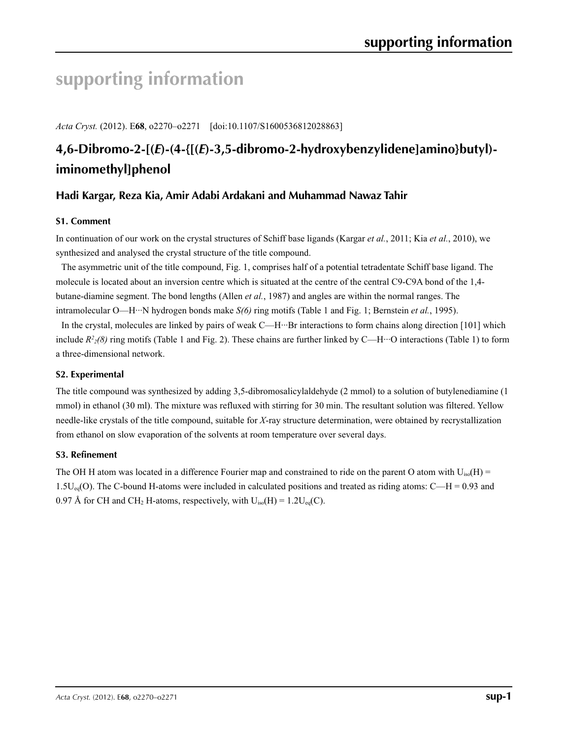# supporting information

*Acta Cryst.* (2012). E**68**, o2270–o2271 [doi:10.1107/S1600536812028863]

## 4,6-Dibromo-2-[(*E*)-(4-{[(*E*)-3,5-dibromo-2-hydroxybenzylidene]amino}butyl)-iminomethyl]phenol

### Hadi Kargar, Reza Kia, Amir Adabi Ardakani and Muhammad Nawaz Tahir

#### S1. Comment

In continuation of our work on the crystal structures of Schiff base ligands (Kargar *et al.*, 2011; Kia *et al.*, 2010), we synthesized and analysed the crystal structure of the title compound.

The asymmetric unit of the title compound, Fig. 1, comprises half of a potential tetradentate Schiff base ligand. The molecule is located about an inversion centre which is situated at the centre of the central C9-C9A bond of the 1,4-butane-diamine segment. The bond lengths (Allen *et al.*, 1987) and angles are within the normal ranges. The intramolecular O—H···N hydrogen bonds make *S(6)* ring motifs (Table 1 and Fig. 1; Bernstein *et al.*, 1995).

In the crystal, molecules are linked by pairs of weak C—H···Br interactions to form chains along direction [101] which include $R^2_2(8)$ ring motifs (Table 1 and Fig. 2). These chains are further linked by C—H···O interactions (Table 1) to form a three-dimensional network.

#### S2. Experimental

The title compound was synthesized by adding 3,5-dibromosalicylaldehyde (2 mmol) to a solution of butylenediamine (1 mmol) in ethanol (30 ml). The mixture was refluxed with stirring for 30 min. The resultant solution was filtered. Yellow needle-like crystals of the title compound, suitable for *X*-ray structure determination, were obtained by recrystallization from ethanol on slow evaporation of the solvents at room temperature over several days.

#### S3. Refinement

The OH H atom was located in a difference Fourier map and constrained to ride on the parent O atom with $U_{iso}(H) = 1.5U_{eq}(O)$. The C-bound H-atoms were included in calculated positions and treated as riding atoms: C—H = 0.93 and 0.97 Å for CH and $CH_2$ H-atoms, respectively, with $U_{iso}(H) = 1.2U_{eq}(C)$.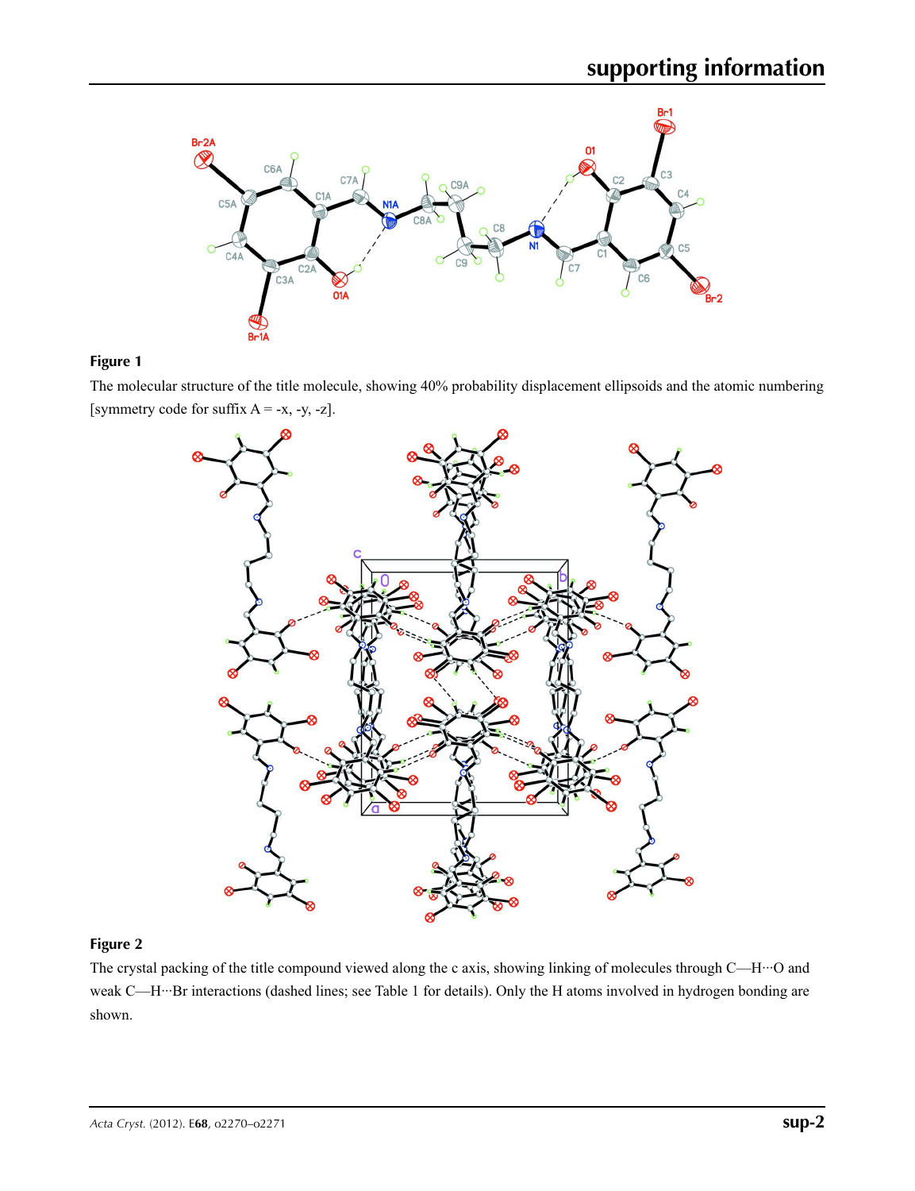**Figure 1**

The molecular structure of the title molecule, showing 40% probability displacement ellipsoids and the atomic numbering [symmetry code for suffix A = -x, -y, -z].

**Figure 2**

The crystal packing of the title compound viewed along the c axis, showing linking of molecules through C—H···O and weak C—H···Br interactions (dashed lines; see Table 1 for details). Only the H atoms involved in hydrogen bonding are shown.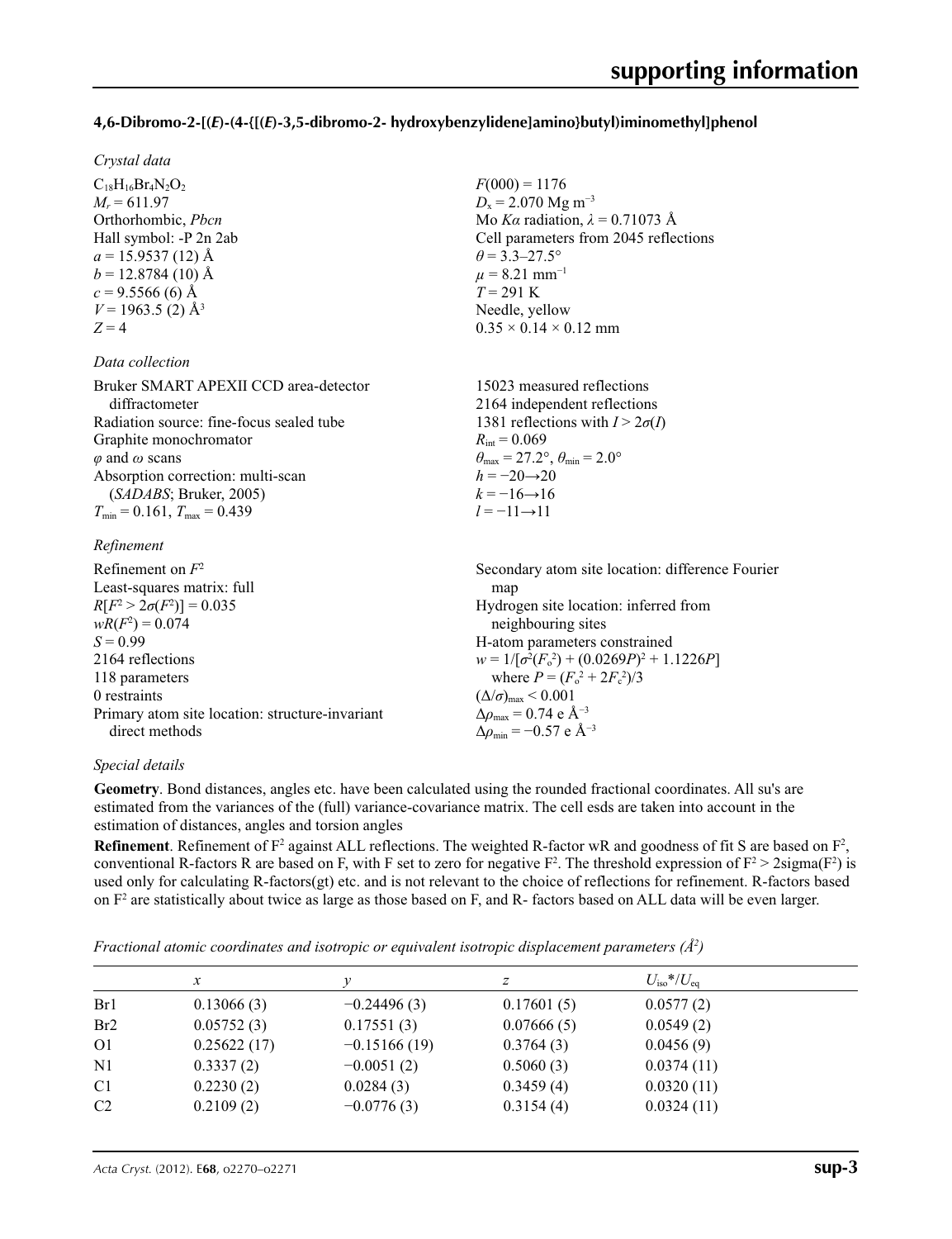### 4,6-Dibromo-2-[(*E*)-(4-{[(*E*)-3,5-dibromo-2- hydroxybenzylidene]amino}butyl)iminomethyl]phenol

*Crystal data*

$C_{18}H_{16}Br_4N_2O_2$
$M_r = 611.97$
Orthorhombic, *Pbcn*
Hall symbol: -P 2n 2ab
$a = 15.9537$ (12) Å
$b = 12.8784$ (10) Å
$c = 9.5566$ (6) Å
$V = 1963.5$ (2) Å$^3$
$Z = 4$
$F(000) = 1176$
$D_x = 2.070$ Mg m$^{-3}$
Mo $K\alpha$ radiation, $\lambda = 0.71073$ Å
Cell parameters from 2045 reflections
$\theta = 3.3$–$27.5°$
$\mu = 8.21$ mm$^{-1}$
$T = 291$ K
Needle, yellow
$0.35 \times 0.14 \times 0.12$ mm

*Data collection*

Bruker SMART APEXII CCD area-detector diffractometer
Radiation source: fine-focus sealed tube
Graphite monochromator
$\varphi$ and $\omega$ scans
Absorption correction: multi-scan (*SADABS*; Bruker, 2005)
$T_{min} = 0.161$, $T_{max} = 0.439$
15023 measured reflections
2164 independent reflections
1381 reflections with $I > 2\sigma(I)$
$R_{int} = 0.069$
$\theta_{max} = 27.2°$, $\theta_{min} = 2.0°$
$h = -20 \rightarrow 20$
$k = -16 \rightarrow 16$
$l = -11 \rightarrow 11$

*Refinement*

Refinement on $F^2$
Least-squares matrix: full
$R[F^2 > 2\sigma(F^2)] = 0.035$
$wR(F^2) = 0.074$
$S = 0.99$
2164 reflections
118 parameters
0 restraints
Primary atom site location: structure-invariant direct methods
Secondary atom site location: difference Fourier map
Hydrogen site location: inferred from neighbouring sites
H-atom parameters constrained
$w = 1/[\sigma^2(F_o^2) + (0.0269P)^2 + 1.1226P]$ where $P = (F_o^2 + 2F_c^2)/3$
$(\Delta/\sigma)_{max} < 0.001$
$\Delta\rho_{max} = 0.74$ e Å$^{-3}$
$\Delta\rho_{min} = -0.57$ e Å$^{-3}$

*Special details*

**Geometry**. Bond distances, angles etc. have been calculated using the rounded fractional coordinates. All su's are estimated from the variances of the (full) variance-covariance matrix. The cell esds are taken into account in the estimation of distances, angles and torsion angles

**Refinement**. Refinement of F$^2$ against ALL reflections. The weighted R-factor wR and goodness of fit S are based on F$^2$, conventional R-factors R are based on F, with F set to zero for negative F$^2$. The threshold expression of F$^2$ > 2sigma(F$^2$) is used only for calculating R-factors(gt) etc. and is not relevant to the choice of reflections for refinement. R-factors based on F$^2$ are statistically about twice as large as those based on F, and R- factors based on ALL data will be even larger.

*Fractional atomic coordinates and isotropic or equivalent isotropic displacement parameters (Å$^2$)*

| | *x* | *y* | *z* | $U_{iso}$*/$U_{eq}$ |
|---|---|---|---|---|
| Br1 | 0.13066 (3) | −0.24496 (3) | 0.17601 (5) | 0.0577 (2) |
| Br2 | 0.05752 (3) | 0.17551 (3) | 0.07666 (5) | 0.0549 (2) |
| O1 | 0.25622 (17) | −0.15166 (19) | 0.3764 (3) | 0.0456 (9) |
| N1 | 0.3337 (2) | −0.0051 (2) | 0.5060 (3) | 0.0374 (11) |
| C1 | 0.2230 (2) | 0.0284 (3) | 0.3459 (4) | 0.0320 (11) |
| C2 | 0.2109 (2) | −0.0776 (3) | 0.3154 (4) | 0.0324 (11) |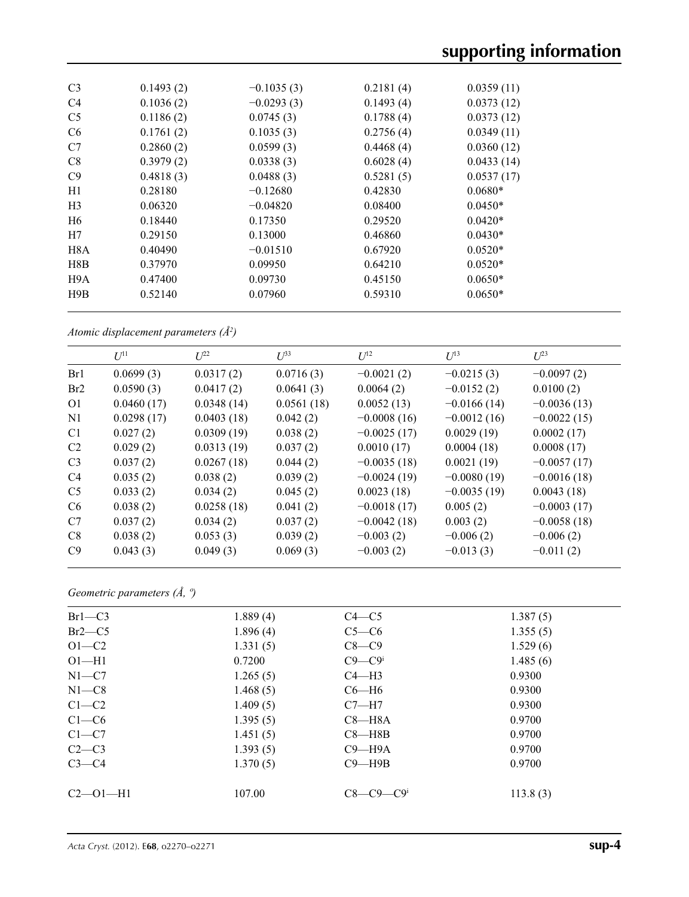| | | | | |
|---|---|---|---|---|
| C3 | 0.1493 (2) | −0.1035 (3) | 0.2181 (4) | 0.0359 (11) |
| C4 | 0.1036 (2) | −0.0293 (3) | 0.1493 (4) | 0.0373 (12) |
| C5 | 0.1186 (2) | 0.0745 (3) | 0.1788 (4) | 0.0373 (12) |
| C6 | 0.1761 (2) | 0.1035 (3) | 0.2756 (4) | 0.0349 (11) |
| C7 | 0.2860 (2) | 0.0599 (3) | 0.4468 (4) | 0.0360 (12) |
| C8 | 0.3979 (2) | 0.0338 (3) | 0.6028 (4) | 0.0433 (14) |
| C9 | 0.4818 (3) | 0.0488 (3) | 0.5281 (5) | 0.0537 (17) |
| H1 | 0.28180 | −0.12680 | 0.42830 | 0.0680* |
| H3 | 0.06320 | −0.04820 | 0.08400 | 0.0450* |
| H6 | 0.18440 | 0.17350 | 0.29520 | 0.0420* |
| H7 | 0.29150 | 0.13000 | 0.46860 | 0.0430* |
| H8A | 0.40490 | −0.01510 | 0.67920 | 0.0520* |
| H8B | 0.37970 | 0.09950 | 0.64210 | 0.0520* |
| H9A | 0.47400 | 0.09730 | 0.45150 | 0.0650* |
| H9B | 0.52140 | 0.07960 | 0.59310 | 0.0650* |

*Atomic displacement parameters (Å²)*

| | $U^{11}$ | $U^{22}$ | $U^{33}$ | $U^{12}$ | $U^{13}$ | $U^{23}$ |
|---|---|---|---|---|---|---|
| Br1 | 0.0699 (3) | 0.0317 (2) | 0.0716 (3) | −0.0021 (2) | −0.0215 (3) | −0.0097 (2) |
| Br2 | 0.0590 (3) | 0.0417 (2) | 0.0641 (3) | 0.0064 (2) | −0.0152 (2) | 0.0100 (2) |
| O1 | 0.0460 (17) | 0.0348 (14) | 0.0561 (18) | 0.0052 (13) | −0.0166 (14) | −0.0036 (13) |
| N1 | 0.0298 (17) | 0.0403 (18) | 0.042 (2) | −0.0008 (16) | −0.0012 (16) | −0.0022 (15) |
| C1 | 0.027 (2) | 0.0309 (19) | 0.038 (2) | −0.0025 (17) | 0.0029 (19) | 0.0002 (17) |
| C2 | 0.029 (2) | 0.0313 (19) | 0.037 (2) | 0.0010 (17) | 0.0004 (18) | 0.0008 (17) |
| C3 | 0.037 (2) | 0.0267 (18) | 0.044 (2) | −0.0035 (18) | 0.0021 (19) | −0.0057 (17) |
| C4 | 0.035 (2) | 0.038 (2) | 0.039 (2) | −0.0024 (19) | −0.0080 (19) | −0.0016 (18) |
| C5 | 0.033 (2) | 0.034 (2) | 0.045 (2) | 0.0023 (18) | −0.0035 (19) | 0.0043 (18) |
| C6 | 0.038 (2) | 0.0258 (18) | 0.041 (2) | −0.0018 (17) | 0.005 (2) | −0.0003 (17) |
| C7 | 0.037 (2) | 0.034 (2) | 0.037 (2) | −0.0042 (18) | 0.003 (2) | −0.0058 (18) |
| C8 | 0.038 (2) | 0.053 (3) | 0.039 (2) | −0.003 (2) | −0.006 (2) | −0.006 (2) |
| C9 | 0.043 (3) | 0.049 (3) | 0.069 (3) | −0.003 (2) | −0.013 (3) | −0.011 (2) |

*Geometric parameters (Å, º)*

| | | | |
|---|---|---|---|
| Br1—C3 | 1.889 (4) | C4—C5 | 1.387 (5) |
| Br2—C5 | 1.896 (4) | C5—C6 | 1.355 (5) |
| O1—C2 | 1.331 (5) | C8—C9 | 1.529 (6) |
| O1—H1 | 0.7200 | C9—C9$^{i}$ | 1.485 (6) |
| N1—C7 | 1.265 (5) | C4—H3 | 0.9300 |
| N1—C8 | 1.468 (5) | C6—H6 | 0.9300 |
| C1—C2 | 1.409 (5) | C7—H7 | 0.9300 |
| C1—C6 | 1.395 (5) | C8—H8A | 0.9700 |
| C1—C7 | 1.451 (5) | C8—H8B | 0.9700 |
| C2—C3 | 1.393 (5) | C9—H9A | 0.9700 |
| C3—C4 | 1.370 (5) | C9—H9B | 0.9700 |
| | | | |
| C2—O1—H1 | 107.00 | C8—C9—C9$^{i}$ | 113.8 (3) |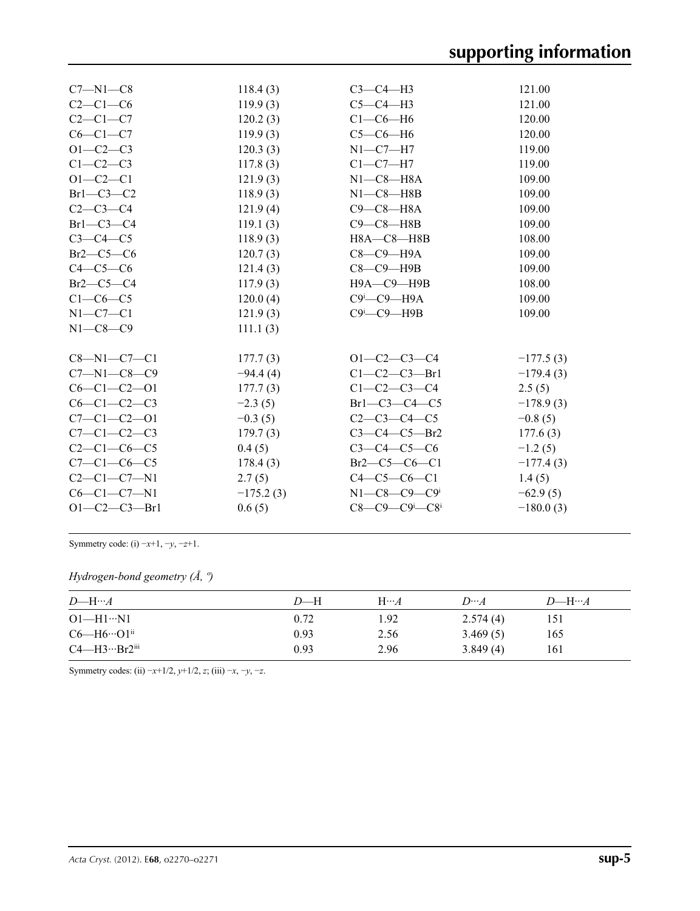| | | | |
|---|---|---|---|
| C7—N1—C8 | 118.4 (3) | C3—C4—H3 | 121.00 |
| C2—C1—C6 | 119.9 (3) | C5—C4—H3 | 121.00 |
| C2—C1—C7 | 120.2 (3) | C1—C6—H6 | 120.00 |
| C6—C1—C7 | 119.9 (3) | C5—C6—H6 | 120.00 |
| O1—C2—C3 | 120.3 (3) | N1—C7—H7 | 119.00 |
| C1—C2—C3 | 117.8 (3) | C1—C7—H7 | 119.00 |
| O1—C2—C1 | 121.9 (3) | N1—C8—H8A | 109.00 |
| Br1—C3—C2 | 118.9 (3) | N1—C8—H8B | 109.00 |
| C2—C3—C4 | 121.9 (4) | C9—C8—H8A | 109.00 |
| Br1—C3—C4 | 119.1 (3) | C9—C8—H8B | 109.00 |
| C3—C4—C5 | 118.9 (3) | H8A—C8—H8B | 108.00 |
| Br2—C5—C6 | 120.7 (3) | C8—C9—H9A | 109.00 |
| C4—C5—C6 | 121.4 (3) | C8—C9—H9B | 109.00 |
| Br2—C5—C4 | 117.9 (3) | H9A—C9—H9B | 108.00 |
| C1—C6—C5 | 120.0 (4) | $C9^{i}$—C9—H9A | 109.00 |
| N1—C7—C1 | 121.9 (3) | $C9^{i}$—C9—H9B | 109.00 |
| N1—C8—C9 | 111.1 (3) | | |
| | | | |
| C8—N1—C7—C1 | 177.7 (3) | O1—C2—C3—C4 | −177.5 (3) |
| C7—N1—C8—C9 | −94.4 (4) | C1—C2—C3—Br1 | −179.4 (3) |
| C6—C1—C2—O1 | 177.7 (3) | C1—C2—C3—C4 | 2.5 (5) |
| C6—C1—C2—C3 | −2.3 (5) | Br1—C3—C4—C5 | −178.9 (3) |
| C7—C1—C2—O1 | −0.3 (5) | C2—C3—C4—C5 | −0.8 (5) |
| C7—C1—C2—C3 | 179.7 (3) | C3—C4—C5—Br2 | 177.6 (3) |
| C2—C1—C6—C5 | 0.4 (5) | C3—C4—C5—C6 | −1.2 (5) |
| C7—C1—C6—C5 | 178.4 (3) | Br2—C5—C6—C1 | −177.4 (3) |
| C2—C1—C7—N1 | 2.7 (5) | C4—C5—C6—C1 | 1.4 (5) |
| C6—C1—C7—N1 | −175.2 (3) | N1—C8—C9—$C9^{i}$ | −62.9 (5) |
| O1—C2—C3—Br1 | 0.6 (5) | C8—C9—$C9^{i}$—$C8^{i}$ | −180.0 (3) |

Symmetry code: (i) $-x+1, -y, -z+1$.

*Hydrogen-bond geometry (Å, º)*

| *D*—H···*A* | *D*—H | H···*A* | *D*···*A* | *D*—H···*A* |
|---|---|---|---|---|
| O1—H1···N1 | 0.72 | 1.92 | 2.574 (4) | 151 |
| C6—H6···$O1^{ii}$ | 0.93 | 2.56 | 3.469 (5) | 165 |
| C4—H3···$Br2^{iii}$ | 0.93 | 2.96 | 3.849 (4) | 161 |

Symmetry codes: (ii) $-x+1/2, y+1/2, z$; (iii) $-x, -y, -z$.